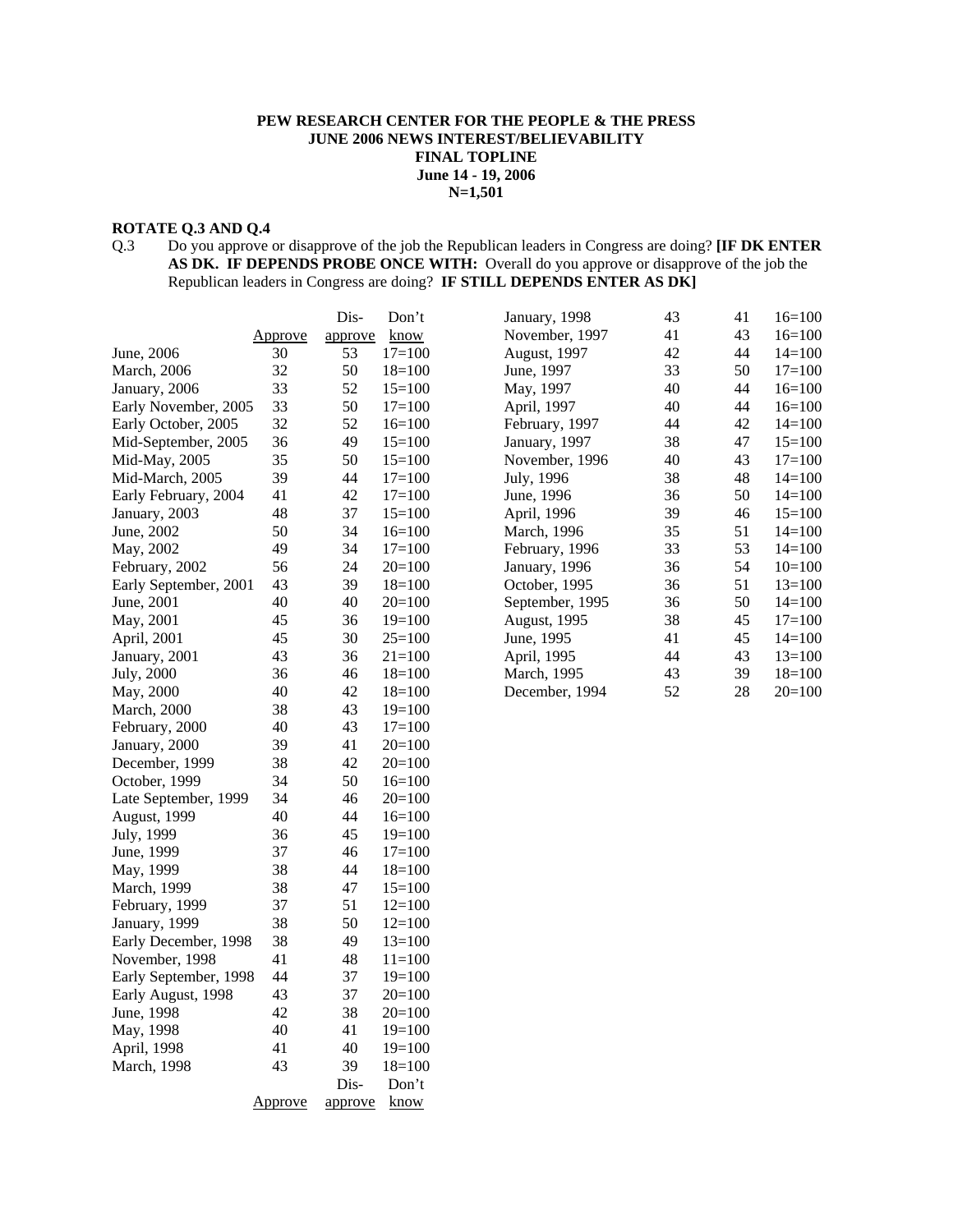**PEW RESEARCH CENTER FOR THE PEOPLE & THE PRESS**
**JUNE 2006 NEWS INTEREST/BELIEVABILITY**
**FINAL TOPLINE**
**June 14 - 19, 2006**
**N=1,501**

**ROTATE Q.3 AND Q.4**

Q.3 Do you approve or disapprove of the job the Republican leaders in Congress are doing? **[IF DK ENTER AS DK. IF DEPENDS PROBE ONCE WITH:** Overall do you approve or disapprove of the job the Republican leaders in Congress are doing? **IF STILL DEPENDS ENTER AS DK]**

| | Approve | Dis-approve | Don't know |
|---|---|---|---|
| June, 2006 | 30 | 53 | 17=100 |
| March, 2006 | 32 | 50 | 18=100 |
| January, 2006 | 33 | 52 | 15=100 |
| Early November, 2005 | 33 | 50 | 17=100 |
| Early October, 2005 | 32 | 52 | 16=100 |
| Mid-September, 2005 | 36 | 49 | 15=100 |
| Mid-May, 2005 | 35 | 50 | 15=100 |
| Mid-March, 2005 | 39 | 44 | 17=100 |
| Early February, 2004 | 41 | 42 | 17=100 |
| January, 2003 | 48 | 37 | 15=100 |
| June, 2002 | 50 | 34 | 16=100 |
| May, 2002 | 49 | 34 | 17=100 |
| February, 2002 | 56 | 24 | 20=100 |
| Early September, 2001 | 43 | 39 | 18=100 |
| June, 2001 | 40 | 40 | 20=100 |
| May, 2001 | 45 | 36 | 19=100 |
| April, 2001 | 45 | 30 | 25=100 |
| January, 2001 | 43 | 36 | 21=100 |
| July, 2000 | 36 | 46 | 18=100 |
| May, 2000 | 40 | 42 | 18=100 |
| March, 2000 | 38 | 43 | 19=100 |
| February, 2000 | 40 | 43 | 17=100 |
| January, 2000 | 39 | 41 | 20=100 |
| December, 1999 | 38 | 42 | 20=100 |
| October, 1999 | 34 | 50 | 16=100 |
| Late September, 1999 | 34 | 46 | 20=100 |
| August, 1999 | 40 | 44 | 16=100 |
| July, 1999 | 36 | 45 | 19=100 |
| June, 1999 | 37 | 46 | 17=100 |
| May, 1999 | 38 | 44 | 18=100 |
| March, 1999 | 38 | 47 | 15=100 |
| February, 1999 | 37 | 51 | 12=100 |
| January, 1999 | 38 | 50 | 12=100 |
| Early December, 1998 | 38 | 49 | 13=100 |
| November, 1998 | 41 | 48 | 11=100 |
| Early September, 1998 | 44 | 37 | 19=100 |
| Early August, 1998 | 43 | 37 | 20=100 |
| June, 1998 | 42 | 38 | 20=100 |
| May, 1998 | 40 | 41 | 19=100 |
| April, 1998 | 41 | 40 | 19=100 |
| March, 1998 | 43 | 39 | 18=100 |
| January, 1998 | 43 | 41 | 16=100 |
| November, 1997 | 41 | 43 | 16=100 |
| August, 1997 | 42 | 44 | 14=100 |
| June, 1997 | 33 | 50 | 17=100 |
| May, 1997 | 40 | 44 | 16=100 |
| April, 1997 | 40 | 44 | 16=100 |
| February, 1997 | 44 | 42 | 14=100 |
| January, 1997 | 38 | 47 | 15=100 |
| November, 1996 | 40 | 43 | 17=100 |
| July, 1996 | 38 | 48 | 14=100 |
| June, 1996 | 36 | 50 | 14=100 |
| April, 1996 | 39 | 46 | 15=100 |
| March, 1996 | 35 | 51 | 14=100 |
| February, 1996 | 33 | 53 | 14=100 |
| January, 1996 | 36 | 54 | 10=100 |
| October, 1995 | 36 | 51 | 13=100 |
| September, 1995 | 36 | 50 | 14=100 |
| August, 1995 | 38 | 45 | 17=100 |
| June, 1995 | 41 | 45 | 14=100 |
| April, 1995 | 44 | 43 | 13=100 |
| March, 1995 | 43 | 39 | 18=100 |
| December, 1994 | 52 | 28 | 20=100 |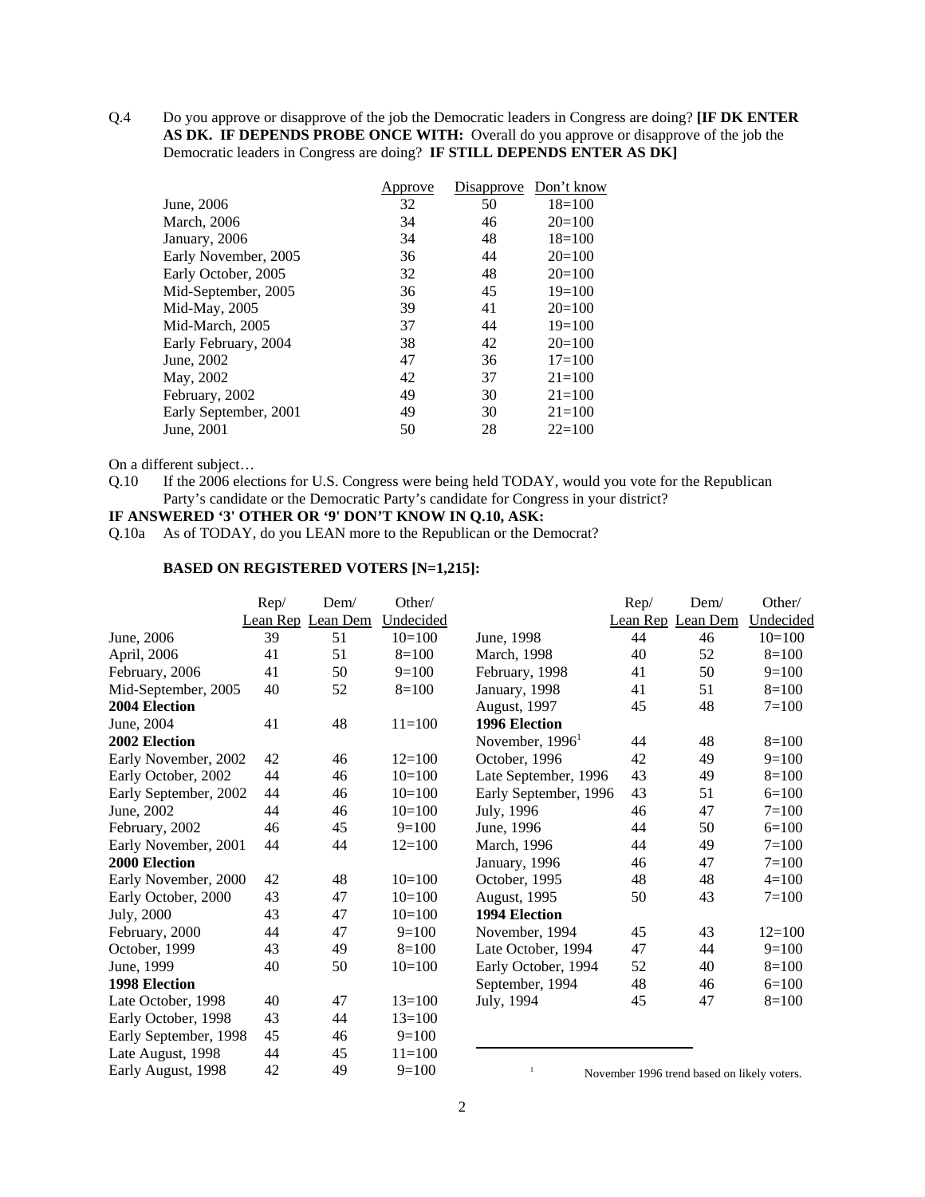Q.4 Do you approve or disapprove of the job the Democratic leaders in Congress are doing? **[IF DK ENTER AS DK. IF DEPENDS PROBE ONCE WITH:** Overall do you approve or disapprove of the job the Democratic leaders in Congress are doing? **IF STILL DEPENDS ENTER AS DK]**

| | Approve | Disapprove | Don't know |
|---|---|---|---|
| June, 2006 | 32 | 50 | 18=100 |
| March, 2006 | 34 | 46 | 20=100 |
| January, 2006 | 34 | 48 | 18=100 |
| Early November, 2005 | 36 | 44 | 20=100 |
| Early October, 2005 | 32 | 48 | 20=100 |
| Mid-September, 2005 | 36 | 45 | 19=100 |
| Mid-May, 2005 | 39 | 41 | 20=100 |
| Mid-March, 2005 | 37 | 44 | 19=100 |
| Early February, 2004 | 38 | 42 | 20=100 |
| June, 2002 | 47 | 36 | 17=100 |
| May, 2002 | 42 | 37 | 21=100 |
| February, 2002 | 49 | 30 | 21=100 |
| Early September, 2001 | 49 | 30 | 21=100 |
| June, 2001 | 50 | 28 | 22=100 |

On a different subject…

Q.10 If the 2006 elections for U.S. Congress were being held TODAY, would you vote for the Republican Party's candidate or the Democratic Party's candidate for Congress in your district?

**IF ANSWERED '3' OTHER OR '9' DON'T KNOW IN Q.10, ASK:**

Q.10a As of TODAY, do you LEAN more to the Republican or the Democrat?

**BASED ON REGISTERED VOTERS [N=1,215]:**

| | Rep/ Lean Rep | Dem/ Lean Dem | Other/ Undecided |
|---|---|---|---|
| June, 2006 | 39 | 51 | 10=100 |
| April, 2006 | 41 | 51 | 8=100 |
| February, 2006 | 41 | 50 | 9=100 |
| Mid-September, 2005 | 40 | 52 | 8=100 |
| **2004 Election** | | | |
| June, 2004 | 41 | 48 | 11=100 |
| **2002 Election** | | | |
| Early November, 2002 | 42 | 46 | 12=100 |
| Early October, 2002 | 44 | 46 | 10=100 |
| Early September, 2002 | 44 | 46 | 10=100 |
| June, 2002 | 44 | 46 | 10=100 |
| February, 2002 | 46 | 45 | 9=100 |
| Early November, 2001 | 44 | 44 | 12=100 |
| **2000 Election** | | | |
| Early November, 2000 | 42 | 48 | 10=100 |
| Early October, 2000 | 43 | 47 | 10=100 |
| July, 2000 | 43 | 47 | 10=100 |
| February, 2000 | 44 | 47 | 9=100 |
| October, 1999 | 43 | 49 | 8=100 |
| June, 1999 | 40 | 50 | 10=100 |
| **1998 Election** | | | |
| Late October, 1998 | 40 | 47 | 13=100 |
| Early October, 1998 | 43 | 44 | 13=100 |
| Early September, 1998 | 45 | 46 | 9=100 |
| Late August, 1998 | 44 | 45 | 11=100 |
| Early August, 1998 | 42 | 49 | 9=100 |
| June, 1998 | 44 | 46 | 10=100 |
| March, 1998 | 40 | 52 | 8=100 |
| February, 1998 | 41 | 50 | 9=100 |
| January, 1998 | 41 | 51 | 8=100 |
| August, 1997 | 45 | 48 | 7=100 |
| **1996 Election** | | | |
| November, 1996[1] | 44 | 48 | 8=100 |
| October, 1996 | 42 | 49 | 9=100 |
| Late September, 1996 | 43 | 49 | 8=100 |
| Early September, 1996 | 43 | 51 | 6=100 |
| July, 1996 | 46 | 47 | 7=100 |
| June, 1996 | 44 | 50 | 6=100 |
| March, 1996 | 44 | 49 | 7=100 |
| January, 1996 | 46 | 47 | 7=100 |
| October, 1995 | 48 | 48 | 4=100 |
| August, 1995 | 50 | 43 | 7=100 |
| **1994 Election** | | | |
| November, 1994 | 45 | 43 | 12=100 |
| Late October, 1994 | 47 | 44 | 9=100 |
| Early October, 1994 | 52 | 40 | 8=100 |
| September, 1994 | 48 | 46 | 6=100 |
| July, 1994 | 45 | 47 | 8=100 |

[1] November 1996 trend based on likely voters.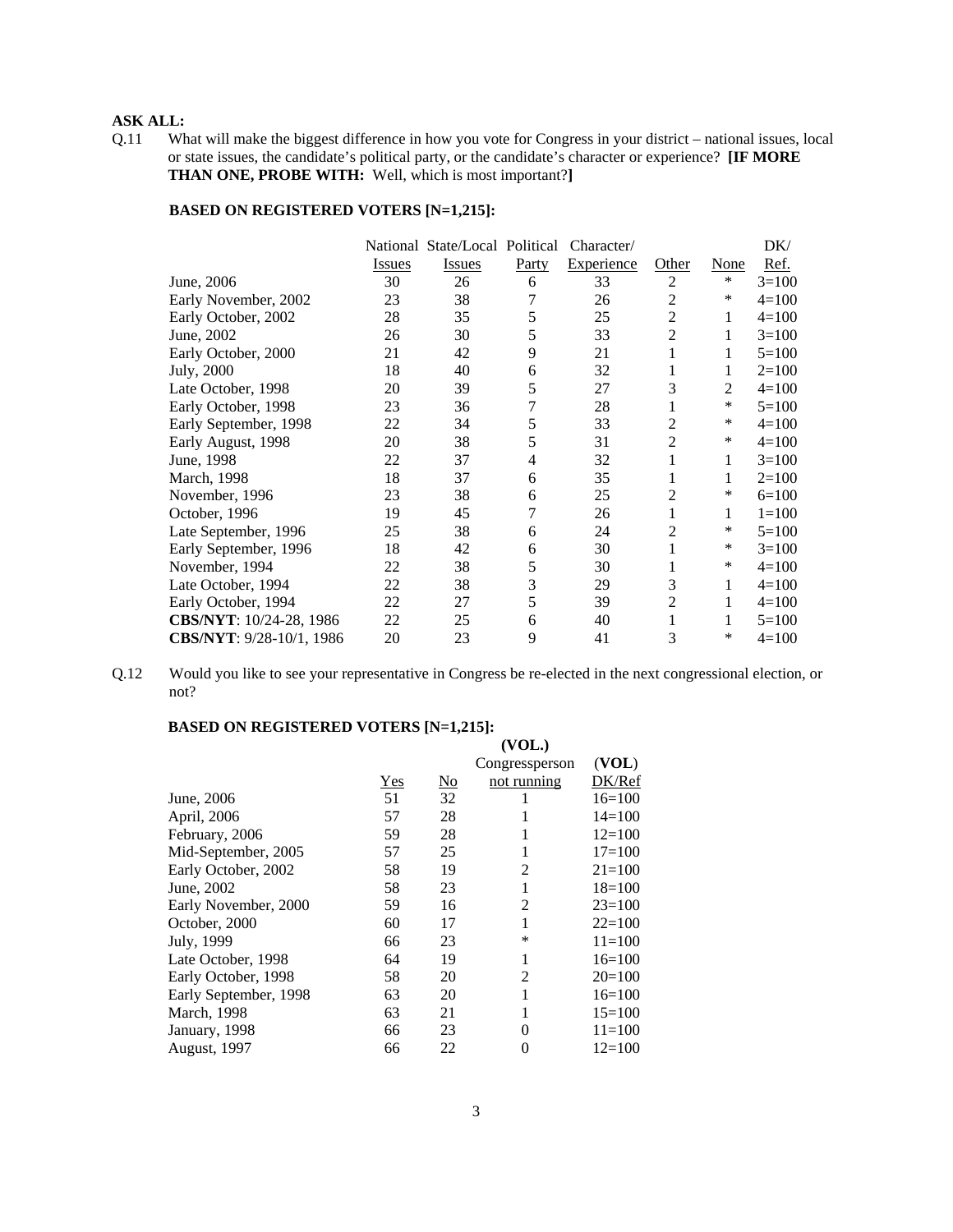**ASK ALL:**

Q.11 What will make the biggest difference in how you vote for Congress in your district – national issues, local or state issues, the candidate's political party, or the candidate's character or experience? **[IF MORE THAN ONE, PROBE WITH:** Well, which is most important?**]**

**BASED ON REGISTERED VOTERS [N=1,215]:**

| | National Issues | State/Local Issues | Political Party | Character/ Experience | Other | None | DK/ Ref. |
|---|---|---|---|---|---|---|---|
| June, 2006 | 30 | 26 | 6 | 33 | 2 | * | 3=100 |
| Early November, 2002 | 23 | 38 | 7 | 26 | 2 | * | 4=100 |
| Early October, 2002 | 28 | 35 | 5 | 25 | 2 | 1 | 4=100 |
| June, 2002 | 26 | 30 | 5 | 33 | 2 | 1 | 3=100 |
| Early October, 2000 | 21 | 42 | 9 | 21 | 1 | 1 | 5=100 |
| July, 2000 | 18 | 40 | 6 | 32 | 1 | 1 | 2=100 |
| Late October, 1998 | 20 | 39 | 5 | 27 | 3 | 2 | 4=100 |
| Early October, 1998 | 23 | 36 | 7 | 28 | 1 | * | 5=100 |
| Early September, 1998 | 22 | 34 | 5 | 33 | 2 | * | 4=100 |
| Early August, 1998 | 20 | 38 | 5 | 31 | 2 | * | 4=100 |
| June, 1998 | 22 | 37 | 4 | 32 | 1 | 1 | 3=100 |
| March, 1998 | 18 | 37 | 6 | 35 | 1 | 1 | 2=100 |
| November, 1996 | 23 | 38 | 6 | 25 | 2 | * | 6=100 |
| October, 1996 | 19 | 45 | 7 | 26 | 1 | 1 | 1=100 |
| Late September, 1996 | 25 | 38 | 6 | 24 | 2 | * | 5=100 |
| Early September, 1996 | 18 | 42 | 6 | 30 | 1 | * | 3=100 |
| November, 1994 | 22 | 38 | 5 | 30 | 1 | * | 4=100 |
| Late October, 1994 | 22 | 38 | 3 | 29 | 3 | 1 | 4=100 |
| Early October, 1994 | 22 | 27 | 5 | 39 | 2 | 1 | 4=100 |
| **CBS/NYT**: 10/24-28, 1986 | 22 | 25 | 6 | 40 | 1 | 1 | 5=100 |
| **CBS/NYT**: 9/28-10/1, 1986 | 20 | 23 | 9 | 41 | 3 | * | 4=100 |

Q.12 Would you like to see your representative in Congress be re-elected in the next congressional election, or not?

**BASED ON REGISTERED VOTERS [N=1,215]:**

| | Yes | No | **(VOL.)** Congressperson not running | (**VOL**) DK/Ref |
|---|---|---|---|---|
| June, 2006 | 51 | 32 | 1 | 16=100 |
| April, 2006 | 57 | 28 | 1 | 14=100 |
| February, 2006 | 59 | 28 | 1 | 12=100 |
| Mid-September, 2005 | 57 | 25 | 1 | 17=100 |
| Early October, 2002 | 58 | 19 | 2 | 21=100 |
| June, 2002 | 58 | 23 | 1 | 18=100 |
| Early November, 2000 | 59 | 16 | 2 | 23=100 |
| October, 2000 | 60 | 17 | 1 | 22=100 |
| July, 1999 | 66 | 23 | * | 11=100 |
| Late October, 1998 | 64 | 19 | 1 | 16=100 |
| Early October, 1998 | 58 | 20 | 2 | 20=100 |
| Early September, 1998 | 63 | 20 | 1 | 16=100 |
| March, 1998 | 63 | 21 | 1 | 15=100 |
| January, 1998 | 66 | 23 | 0 | 11=100 |
| August, 1997 | 66 | 22 | 0 | 12=100 |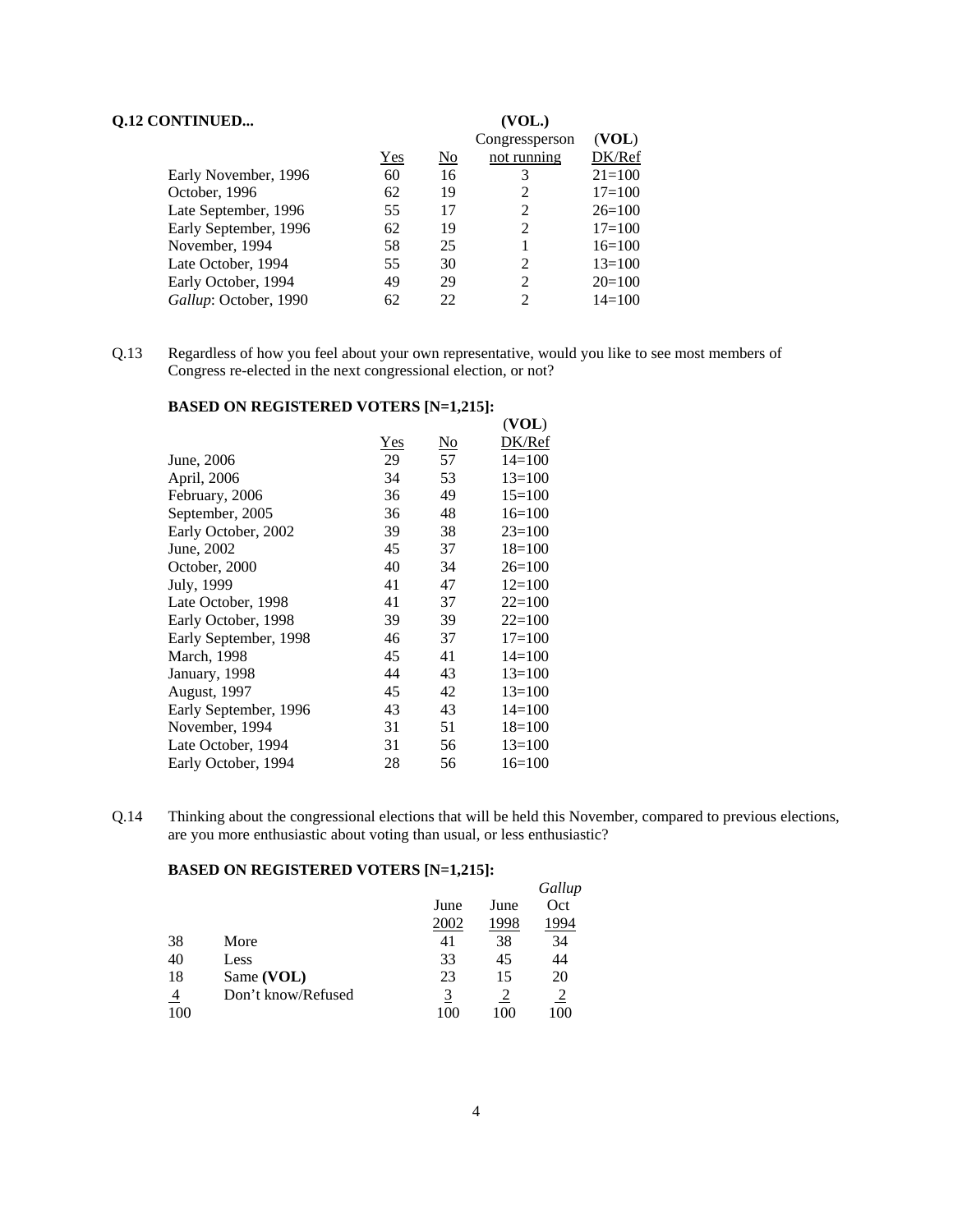**Q.12 CONTINUED...**

| | Yes | No | (VOL.) Congressperson not running | (VOL) DK/Ref |
|---|---|---|---|---|
| Early November, 1996 | 60 | 16 | 3 | 21=100 |
| October, 1996 | 62 | 19 | 2 | 17=100 |
| Late September, 1996 | 55 | 17 | 2 | 26=100 |
| Early September, 1996 | 62 | 19 | 2 | 17=100 |
| November, 1994 | 58 | 25 | 1 | 16=100 |
| Late October, 1994 | 55 | 30 | 2 | 13=100 |
| Early October, 1994 | 49 | 29 | 2 | 20=100 |
| *Gallup*: October, 1990 | 62 | 22 | 2 | 14=100 |

Q.13 Regardless of how you feel about your own representative, would you like to see most members of Congress re-elected in the next congressional election, or not?

**BASED ON REGISTERED VOTERS [N=1,215]:**

| | Yes | No | (VOL) DK/Ref |
|---|---|---|---|
| June, 2006 | 29 | 57 | 14=100 |
| April, 2006 | 34 | 53 | 13=100 |
| February, 2006 | 36 | 49 | 15=100 |
| September, 2005 | 36 | 48 | 16=100 |
| Early October, 2002 | 39 | 38 | 23=100 |
| June, 2002 | 45 | 37 | 18=100 |
| October, 2000 | 40 | 34 | 26=100 |
| July, 1999 | 41 | 47 | 12=100 |
| Late October, 1998 | 41 | 37 | 22=100 |
| Early October, 1998 | 39 | 39 | 22=100 |
| Early September, 1998 | 46 | 37 | 17=100 |
| March, 1998 | 45 | 41 | 14=100 |
| January, 1998 | 44 | 43 | 13=100 |
| August, 1997 | 45 | 42 | 13=100 |
| Early September, 1996 | 43 | 43 | 14=100 |
| November, 1994 | 31 | 51 | 18=100 |
| Late October, 1994 | 31 | 56 | 13=100 |
| Early October, 1994 | 28 | 56 | 16=100 |

Q.14 Thinking about the congressional elections that will be held this November, compared to previous elections, are you more enthusiastic about voting than usual, or less enthusiastic?

**BASED ON REGISTERED VOTERS [N=1,215]:**

| | | June 2002 | June 1998 | *Gallup* Oct 1994 |
|---|---|---|---|---|
| 38 | More | 41 | 38 | 34 |
| 40 | Less | 33 | 45 | 44 |
| 18 | Same **(VOL)** | 23 | 15 | 20 |
| 4 | Don't know/Refused | 3 | 2 | 2 |
| 100 | | 100 | 100 | 100 |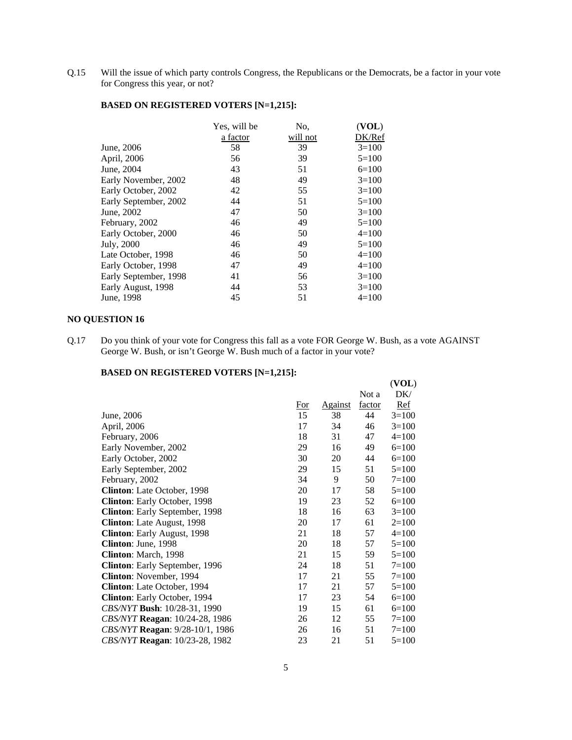Q.15 Will the issue of which party controls Congress, the Republicans or the Democrats, be a factor in your vote for Congress this year, or not?

**BASED ON REGISTERED VOTERS [N=1,215]:**

| | Yes, will be a factor | No, will not | (**VOL**) DK/Ref |
|---|---|---|---|
| June, 2006 | 58 | 39 | 3=100 |
| April, 2006 | 56 | 39 | 5=100 |
| June, 2004 | 43 | 51 | 6=100 |
| Early November, 2002 | 48 | 49 | 3=100 |
| Early October, 2002 | 42 | 55 | 3=100 |
| Early September, 2002 | 44 | 51 | 5=100 |
| June, 2002 | 47 | 50 | 3=100 |
| February, 2002 | 46 | 49 | 5=100 |
| Early October, 2000 | 46 | 50 | 4=100 |
| July, 2000 | 46 | 49 | 5=100 |
| Late October, 1998 | 46 | 50 | 4=100 |
| Early October, 1998 | 47 | 49 | 4=100 |
| Early September, 1998 | 41 | 56 | 3=100 |
| Early August, 1998 | 44 | 53 | 3=100 |
| June, 1998 | 45 | 51 | 4=100 |

**NO QUESTION 16**

Q.17 Do you think of your vote for Congress this fall as a vote FOR George W. Bush, as a vote AGAINST George W. Bush, or isn't George W. Bush much of a factor in your vote?

**BASED ON REGISTERED VOTERS [N=1,215]:**

| | For | Against | Not a factor | (**VOL**) DK/ Ref |
|---|---|---|---|---|
| June, 2006 | 15 | 38 | 44 | 3=100 |
| April, 2006 | 17 | 34 | 46 | 3=100 |
| February, 2006 | 18 | 31 | 47 | 4=100 |
| Early November, 2002 | 29 | 16 | 49 | 6=100 |
| Early October, 2002 | 30 | 20 | 44 | 6=100 |
| Early September, 2002 | 29 | 15 | 51 | 5=100 |
| February, 2002 | 34 | 9 | 50 | 7=100 |
| **Clinton**: Late October, 1998 | 20 | 17 | 58 | 5=100 |
| **Clinton**: Early October, 1998 | 19 | 23 | 52 | 6=100 |
| **Clinton**: Early September, 1998 | 18 | 16 | 63 | 3=100 |
| **Clinton**: Late August, 1998 | 20 | 17 | 61 | 2=100 |
| **Clinton**: Early August, 1998 | 21 | 18 | 57 | 4=100 |
| **Clinton**: June, 1998 | 20 | 18 | 57 | 5=100 |
| **Clinton**: March, 1998 | 21 | 15 | 59 | 5=100 |
| **Clinton**: Early September, 1996 | 24 | 18 | 51 | 7=100 |
| **Clinton**: November, 1994 | 17 | 21 | 55 | 7=100 |
| **Clinton**: Late October, 1994 | 17 | 21 | 57 | 5=100 |
| **Clinton**: Early October, 1994 | 17 | 23 | 54 | 6=100 |
| *CBS/NYT* **Bush**: 10/28-31, 1990 | 19 | 15 | 61 | 6=100 |
| *CBS/NYT* **Reagan**: 10/24-28, 1986 | 26 | 12 | 55 | 7=100 |
| *CBS/NYT* **Reagan**: 9/28-10/1, 1986 | 26 | 16 | 51 | 7=100 |
| *CBS/NYT* **Reagan**: 10/23-28, 1982 | 23 | 21 | 51 | 5=100 |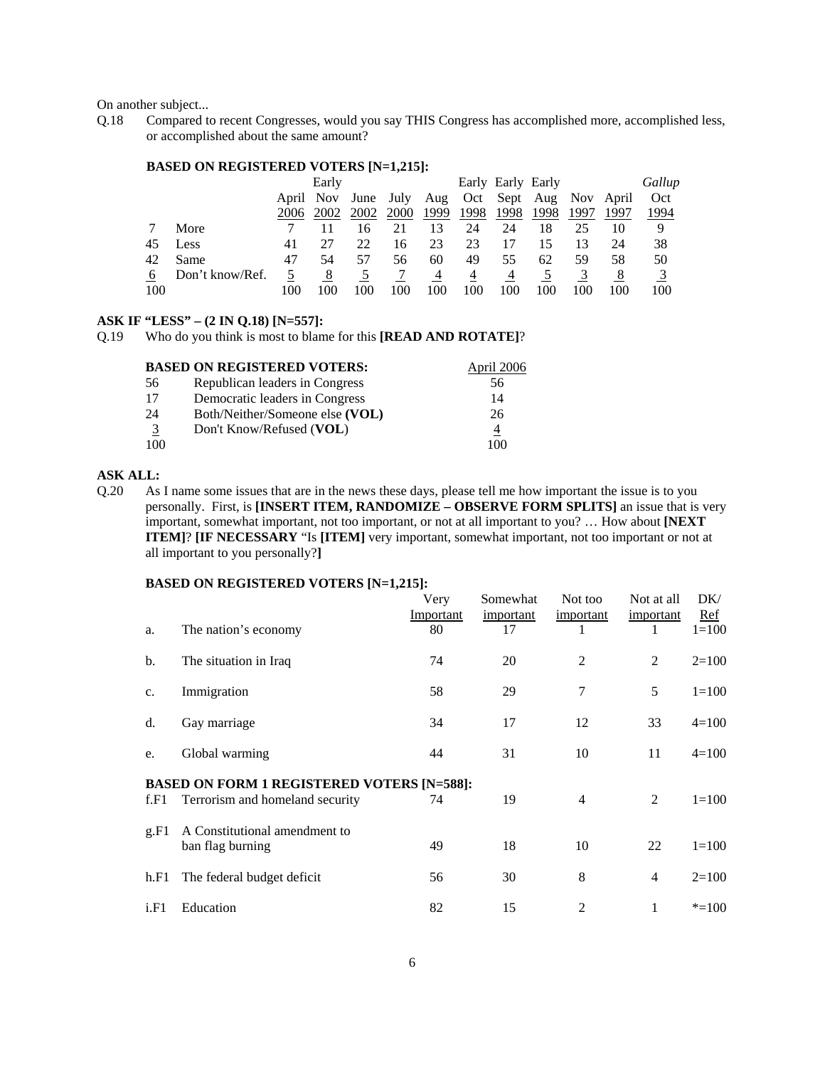On another subject...

Q.18 Compared to recent Congresses, would you say THIS Congress has accomplished more, accomplished less, or accomplished about the same amount?

**BASED ON REGISTERED VOTERS [N=1,215]:**

| | | April 2006 | Early Nov 2002 | June 2002 | July 2000 | Aug 1999 | Early Oct 1998 | Early Sept 1998 | Early Aug 1998 | Nov 1997 | April 1997 | *Gallup* Oct 1994 |
|---|---|---|---|---|---|---|---|---|---|---|---|---|
| 7 | More | 7 | 11 | 16 | 21 | 13 | 24 | 24 | 18 | 25 | 10 | 9 |
| 45 | Less | 41 | 27 | 22 | 16 | 23 | 23 | 17 | 15 | 13 | 24 | 38 |
| 42 | Same | 47 | 54 | 57 | 56 | 60 | 49 | 55 | 62 | 59 | 58 | 50 |
| 6 | Don't know/Ref. | 5 | 8 | 5 | 7 | 4 | 4 | 4 | 5 | 3 | 8 | 3 |
| 100 | | 100 | 100 | 100 | 100 | 100 | 100 | 100 | 100 | 100 | 100 | 100 |

**ASK IF "LESS" – (2 IN Q.18) [N=557]:**

Q.19 Who do you think is most to blame for this **[READ AND ROTATE]**?

**BASED ON REGISTERED VOTERS:**

| | | April 2006 |
|---|---|---|
| 56 | Republican leaders in Congress | 56 |
| 17 | Democratic leaders in Congress | 14 |
| 24 | Both/Neither/Someone else **(VOL)** | 26 |
| 3 | Don't Know/Refused (**VOL**) | 4 |
| 100 | | 100 |

**ASK ALL:**

Q.20 As I name some issues that are in the news these days, please tell me how important the issue is to you personally. First, is **[INSERT ITEM, RANDOMIZE – OBSERVE FORM SPLITS]** an issue that is very important, somewhat important, not too important, or not at all important to you? … How about **[NEXT ITEM]**? **[IF NECESSARY** "Is **[ITEM]** very important, somewhat important, not too important or not at all important to you personally?**]**

**BASED ON REGISTERED VOTERS [N=1,215]:**

| | | Very Important | Somewhat important | Not too important | Not at all important | DK/ Ref |
|---|---|---|---|---|---|---|
| a. | The nation's economy | 80 | 17 | 1 | 1 | 1=100 |
| b. | The situation in Iraq | 74 | 20 | 2 | 2 | 2=100 |
| c. | Immigration | 58 | 29 | 7 | 5 | 1=100 |
| d. | Gay marriage | 34 | 17 | 12 | 33 | 4=100 |
| e. | Global warming | 44 | 31 | 10 | 11 | 4=100 |
| | **BASED ON FORM 1 REGISTERED VOTERS [N=588]:** | | | | | |
| f.F1 | Terrorism and homeland security | 74 | 19 | 4 | 2 | 1=100 |
| g.F1 | A Constitutional amendment to ban flag burning | 49 | 18 | 10 | 22 | 1=100 |
| h.F1 | The federal budget deficit | 56 | 30 | 8 | 4 | 2=100 |
| i.F1 | Education | 82 | 15 | 2 | 1 | *=100 |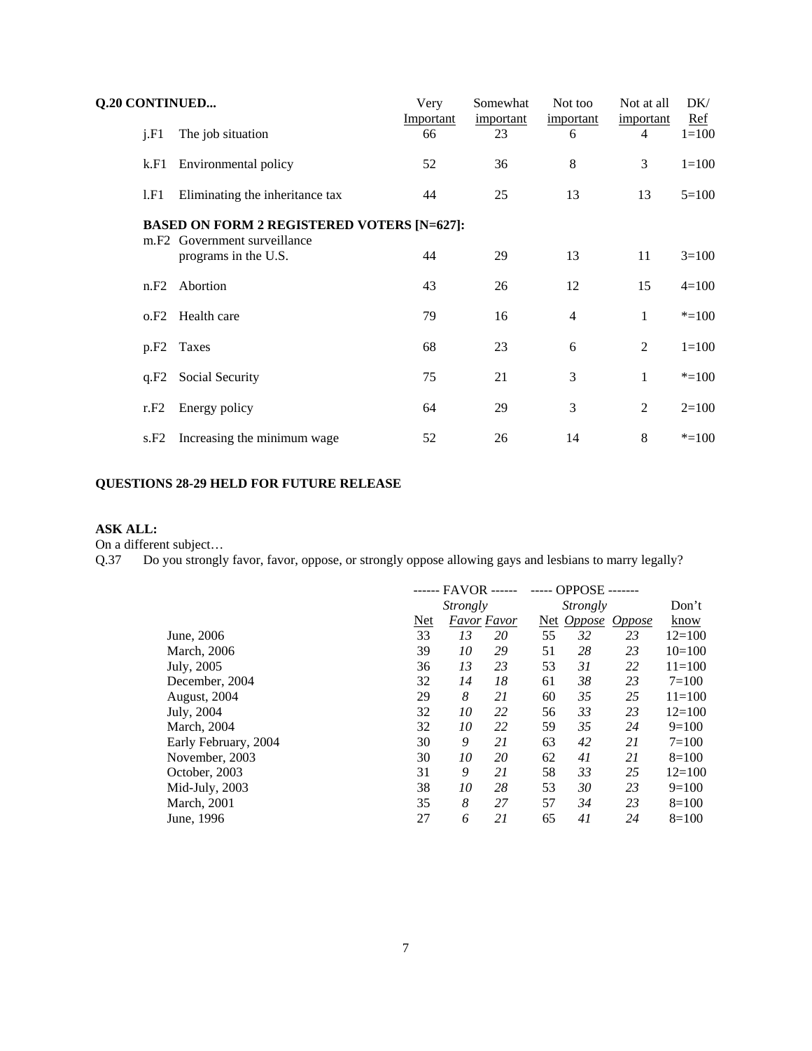**Q.20 CONTINUED...**

| | | Very Important | Somewhat important | Not too important | Not at all important | DK/ Ref |
|---|---|---|---|---|---|---|
| j.F1 | The job situation | 66 | 23 | 6 | 4 | 1=100 |
| k.F1 | Environmental policy | 52 | 36 | 8 | 3 | 1=100 |
| l.F1 | Eliminating the inheritance tax | 44 | 25 | 13 | 13 | 5=100 |
| | **BASED ON FORM 2 REGISTERED VOTERS [N=627]:** | | | | | |
| m.F2 | Government surveillance programs in the U.S. | 44 | 29 | 13 | 11 | 3=100 |
| n.F2 | Abortion | 43 | 26 | 12 | 15 | 4=100 |
| o.F2 | Health care | 79 | 16 | 4 | 1 | *=100 |
| p.F2 | Taxes | 68 | 23 | 6 | 2 | 1=100 |
| q.F2 | Social Security | 75 | 21 | 3 | 1 | *=100 |
| r.F2 | Energy policy | 64 | 29 | 3 | 2 | 2=100 |
| s.F2 | Increasing the minimum wage | 52 | 26 | 14 | 8 | *=100 |

**QUESTIONS 28-29 HELD FOR FUTURE RELEASE**

**ASK ALL:**

On a different subject…

Q.37 Do you strongly favor, favor, oppose, or strongly oppose allowing gays and lesbians to marry legally?

| | ------ FAVOR ------ | | | ----- OPPOSE ------- | | | |
|---|---|---|---|---|---|---|---|
| | Net | *Strongly Favor* | *Favor* | Net | *Strongly Oppose* | *Oppose* | Don't know |
| June, 2006 | 33 | *13* | *20* | 55 | *32* | *23* | 12=100 |
| March, 2006 | 39 | *10* | *29* | 51 | *28* | *23* | 10=100 |
| July, 2005 | 36 | *13* | *23* | 53 | *31* | *22* | 11=100 |
| December, 2004 | 32 | *14* | *18* | 61 | *38* | *23* | 7=100 |
| August, 2004 | 29 | *8* | *21* | 60 | *35* | *25* | 11=100 |
| July, 2004 | 32 | *10* | *22* | 56 | *33* | *23* | 12=100 |
| March, 2004 | 32 | *10* | *22* | 59 | *35* | *24* | 9=100 |
| Early February, 2004 | 30 | *9* | *21* | 63 | *42* | *21* | 7=100 |
| November, 2003 | 30 | *10* | *20* | 62 | *41* | *21* | 8=100 |
| October, 2003 | 31 | *9* | *21* | 58 | *33* | *25* | 12=100 |
| Mid-July, 2003 | 38 | *10* | *28* | 53 | *30* | *23* | 9=100 |
| March, 2001 | 35 | *8* | *27* | 57 | *34* | *23* | 8=100 |
| June, 1996 | 27 | *6* | *21* | 65 | *41* | *24* | 8=100 |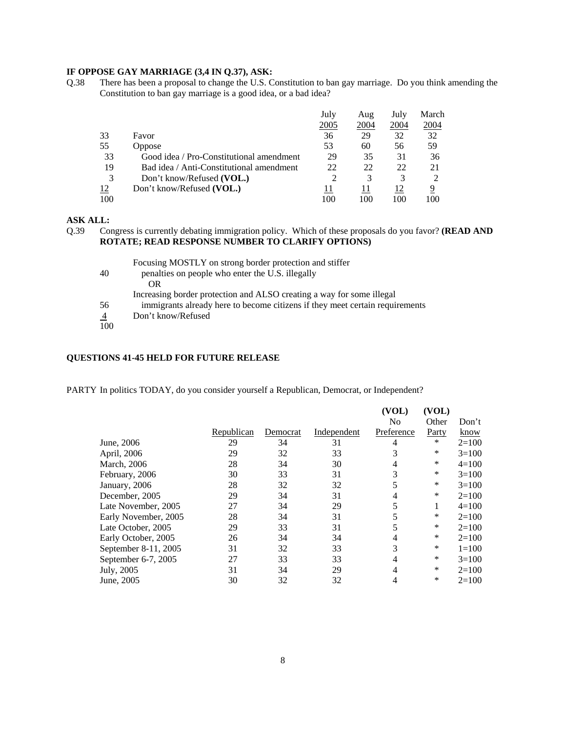**IF OPPOSE GAY MARRIAGE (3,4 IN Q.37), ASK:**

Q.38 There has been a proposal to change the U.S. Constitution to ban gay marriage. Do you think amending the Constitution to ban gay marriage is a good idea, or a bad idea?

| | | July 2005 | Aug 2004 | July 2004 | March 2004 |
|---|---|---|---|---|---|
| 33 | Favor | 36 | 29 | 32 | 32 |
| 55 | Oppose | 53 | 60 | 56 | 59 |
| 33 | Good idea / Pro-Constitutional amendment | 29 | 35 | 31 | 36 |
| 19 | Bad idea / Anti-Constitutional amendment | 22 | 22 | 22 | 21 |
| 3 | Don't know/Refused **(VOL.)** | 2 | 3 | 3 | 2 |
| 12 | Don't know/Refused **(VOL.)** | 11 | 11 | 12 | 9 |
| 100 | | 100 | 100 | 100 | 100 |

**ASK ALL:**

Q.39 Congress is currently debating immigration policy. Which of these proposals do you favor? **(READ AND ROTATE; READ RESPONSE NUMBER TO CLARIFY OPTIONS)**

| | |
|---|---|
| 40 | Focusing MOSTLY on strong border protection and stiffer penalties on people who enter the U.S. illegally |
| | OR |
| 56 | Increasing border protection and ALSO creating a way for some illegal immigrants already here to become citizens if they meet certain requirements |
| 4 | Don't know/Refused |
| 100 | |

**QUESTIONS 41-45 HELD FOR FUTURE RELEASE**

PARTY In politics TODAY, do you consider yourself a Republican, Democrat, or Independent?

| | Republican | Democrat | Independent | (VOL) No Preference | (VOL) Other Party | Don't know |
|---|---|---|---|---|---|---|
| June, 2006 | 29 | 34 | 31 | 4 | * | 2=100 |
| April, 2006 | 29 | 32 | 33 | 3 | * | 3=100 |
| March, 2006 | 28 | 34 | 30 | 4 | * | 4=100 |
| February, 2006 | 30 | 33 | 31 | 3 | * | 3=100 |
| January, 2006 | 28 | 32 | 32 | 5 | * | 3=100 |
| December, 2005 | 29 | 34 | 31 | 4 | * | 2=100 |
| Late November, 2005 | 27 | 34 | 29 | 5 | 1 | 4=100 |
| Early November, 2005 | 28 | 34 | 31 | 5 | * | 2=100 |
| Late October, 2005 | 29 | 33 | 31 | 5 | * | 2=100 |
| Early October, 2005 | 26 | 34 | 34 | 4 | * | 2=100 |
| September 8-11, 2005 | 31 | 32 | 33 | 3 | * | 1=100 |
| September 6-7, 2005 | 27 | 33 | 33 | 4 | * | 3=100 |
| July, 2005 | 31 | 34 | 29 | 4 | * | 2=100 |
| June, 2005 | 30 | 32 | 32 | 4 | * | 2=100 |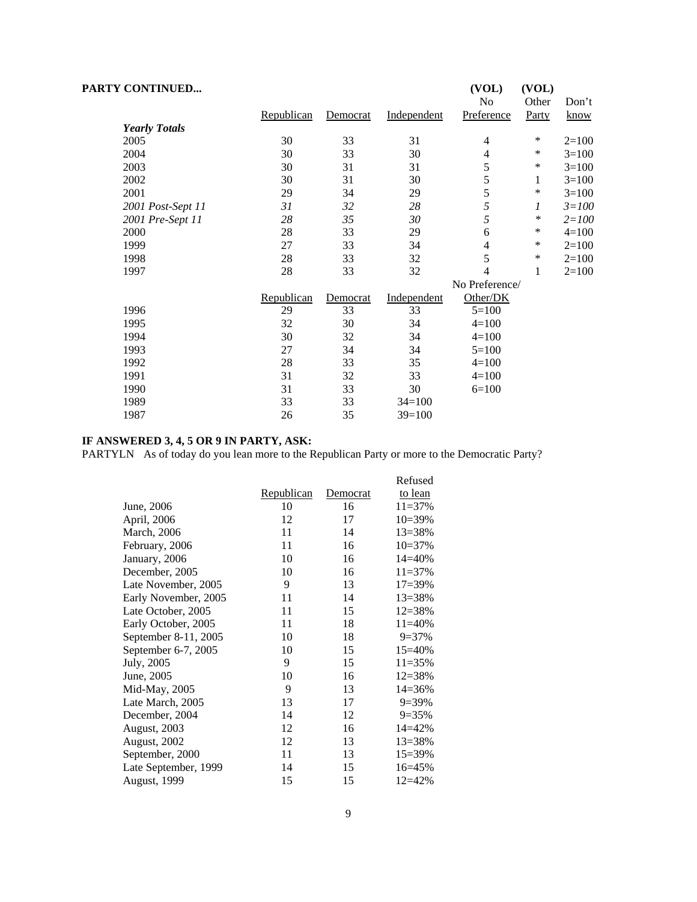**PARTY CONTINUED...**

| | Republican | Democrat | Independent | (VOL) No Preference | (VOL) Other Party | Don't know |
|---|---|---|---|---|---|---|
| ***Yearly Totals*** | | | | | | |
| 2005 | 30 | 33 | 31 | 4 | * | 2=100 |
| 2004 | 30 | 33 | 30 | 4 | * | 3=100 |
| 2003 | 30 | 31 | 31 | 5 | * | 3=100 |
| 2002 | 30 | 31 | 30 | 5 | 1 | 3=100 |
| 2001 | 29 | 34 | 29 | 5 | * | 3=100 |
| *2001 Post-Sept 11* | *31* | *32* | *28* | *5* | *1* | *3=100* |
| *2001 Pre-Sept 11* | *28* | *35* | *30* | *5* | * | *2=100* |
| 2000 | 28 | 33 | 29 | 6 | * | 4=100 |
| 1999 | 27 | 33 | 34 | 4 | * | 2=100 |
| 1998 | 28 | 33 | 32 | 5 | * | 2=100 |
| 1997 | 28 | 33 | 32 | 4 | 1 | 2=100 |

| | Republican | Democrat | Independent | No Preference/ Other/DK |
|---|---|---|---|---|
| 1996 | 29 | 33 | 33 | 5=100 |
| 1995 | 32 | 30 | 34 | 4=100 |
| 1994 | 30 | 32 | 34 | 4=100 |
| 1993 | 27 | 34 | 34 | 5=100 |
| 1992 | 28 | 33 | 35 | 4=100 |
| 1991 | 31 | 32 | 33 | 4=100 |
| 1990 | 31 | 33 | 30 | 6=100 |
| 1989 | 33 | 33 | 34=100 | |
| 1987 | 26 | 35 | 39=100 | |

**IF ANSWERED 3, 4, 5 OR 9 IN PARTY, ASK:**
PARTYLN As of today do you lean more to the Republican Party or more to the Democratic Party?

| | Republican | Democrat | Refused to lean |
|---|---|---|---|
| June, 2006 | 10 | 16 | 11=37% |
| April, 2006 | 12 | 17 | 10=39% |
| March, 2006 | 11 | 14 | 13=38% |
| February, 2006 | 11 | 16 | 10=37% |
| January, 2006 | 10 | 16 | 14=40% |
| December, 2005 | 10 | 16 | 11=37% |
| Late November, 2005 | 9 | 13 | 17=39% |
| Early November, 2005 | 11 | 14 | 13=38% |
| Late October, 2005 | 11 | 15 | 12=38% |
| Early October, 2005 | 11 | 18 | 11=40% |
| September 8-11, 2005 | 10 | 18 | 9=37% |
| September 6-7, 2005 | 10 | 15 | 15=40% |
| July, 2005 | 9 | 15 | 11=35% |
| June, 2005 | 10 | 16 | 12=38% |
| Mid-May, 2005 | 9 | 13 | 14=36% |
| Late March, 2005 | 13 | 17 | 9=39% |
| December, 2004 | 14 | 12 | 9=35% |
| August, 2003 | 12 | 16 | 14=42% |
| August, 2002 | 12 | 13 | 13=38% |
| September, 2000 | 11 | 13 | 15=39% |
| Late September, 1999 | 14 | 15 | 16=45% |
| August, 1999 | 15 | 15 | 12=42% |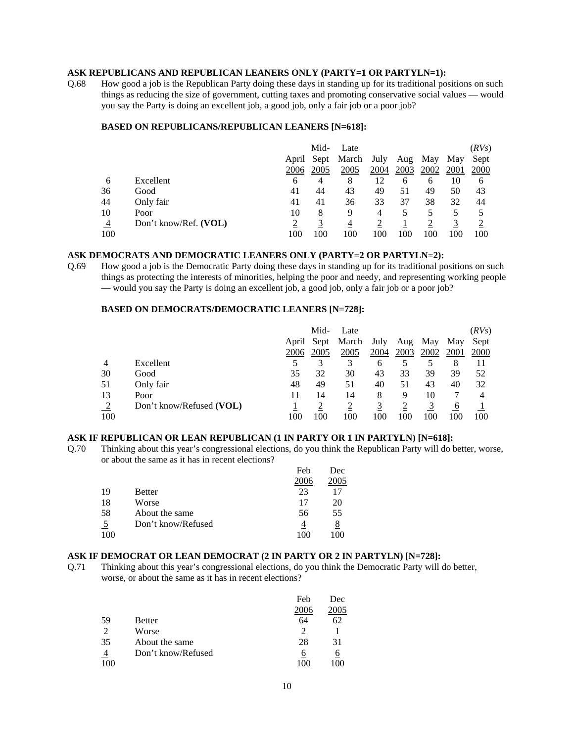**ASK REPUBLICANS AND REPUBLICAN LEANERS ONLY (PARTY=1 OR PARTYLN=1):**

Q.68 How good a job is the Republican Party doing these days in standing up for its traditional positions on such things as reducing the size of government, cutting taxes and promoting conservative social values — would you say the Party is doing an excellent job, a good job, only a fair job or a poor job?

**BASED ON REPUBLICANS/REPUBLICAN LEANERS [N=618]:**

| | | April 2006 | Mid-Sept 2005 | Late March 2005 | July 2004 | Aug 2003 | May 2002 | May 2001 | (*RVs*) Sept 2000 |
|---|---|---|---|---|---|---|---|---|---|
| 6 | Excellent | 6 | 4 | 8 | 12 | 6 | 6 | 10 | 6 |
| 36 | Good | 41 | 44 | 43 | 49 | 51 | 49 | 50 | 43 |
| 44 | Only fair | 41 | 41 | 36 | 33 | 37 | 38 | 32 | 44 |
| 10 | Poor | 10 | 8 | 9 | 4 | 5 | 5 | 5 | 5 |
| 4 | Don't know/Ref. **(VOL)** | 2 | 3 | 4 | 2 | 1 | 2 | 3 | 2 |
| 100 | | 100 | 100 | 100 | 100 | 100 | 100 | 100 | 100 |

**ASK DEMOCRATS AND DEMOCRATIC LEANERS ONLY (PARTY=2 OR PARTYLN=2):**

Q.69 How good a job is the Democratic Party doing these days in standing up for its traditional positions on such things as protecting the interests of minorities, helping the poor and needy, and representing working people — would you say the Party is doing an excellent job, a good job, only a fair job or a poor job?

**BASED ON DEMOCRATS/DEMOCRATIC LEANERS [N=728]:**

| | | April 2006 | Mid-Sept 2005 | Late March 2005 | July 2004 | Aug 2003 | May 2002 | May 2001 | (*RVs*) Sept 2000 |
|---|---|---|---|---|---|---|---|---|---|
| 4 | Excellent | 5 | 3 | 3 | 6 | 5 | 5 | 8 | 11 |
| 30 | Good | 35 | 32 | 30 | 43 | 33 | 39 | 39 | 52 |
| 51 | Only fair | 48 | 49 | 51 | 40 | 51 | 43 | 40 | 32 |
| 13 | Poor | 11 | 14 | 14 | 8 | 9 | 10 | 7 | 4 |
| 2 | Don't know/Refused **(VOL)** | 1 | 2 | 2 | 3 | 2 | 3 | 6 | 1 |
| 100 | | 100 | 100 | 100 | 100 | 100 | 100 | 100 | 100 |

**ASK IF REPUBLICAN OR LEAN REPUBLICAN (1 IN PARTY OR 1 IN PARTYLN) [N=618]:**

Q.70 Thinking about this year's congressional elections, do you think the Republican Party will do better, worse, or about the same as it has in recent elections?

| | | Feb 2006 | Dec 2005 |
|---|---|---|---|
| 19 | Better | 23 | 17 |
| 18 | Worse | 17 | 20 |
| 58 | About the same | 56 | 55 |
| 5 | Don't know/Refused | 4 | 8 |
| 100 | | 100 | 100 |

**ASK IF DEMOCRAT OR LEAN DEMOCRAT (2 IN PARTY OR 2 IN PARTYLN) [N=728]:**

Q.71 Thinking about this year's congressional elections, do you think the Democratic Party will do better, worse, or about the same as it has in recent elections?

| | | Feb 2006 | Dec 2005 |
|---|---|---|---|
| 59 | Better | 64 | 62 |
| 2 | Worse | 2 | 1 |
| 35 | About the same | 28 | 31 |
| 4 | Don't know/Refused | 6 | 6 |
| 100 | | 100 | 100 |